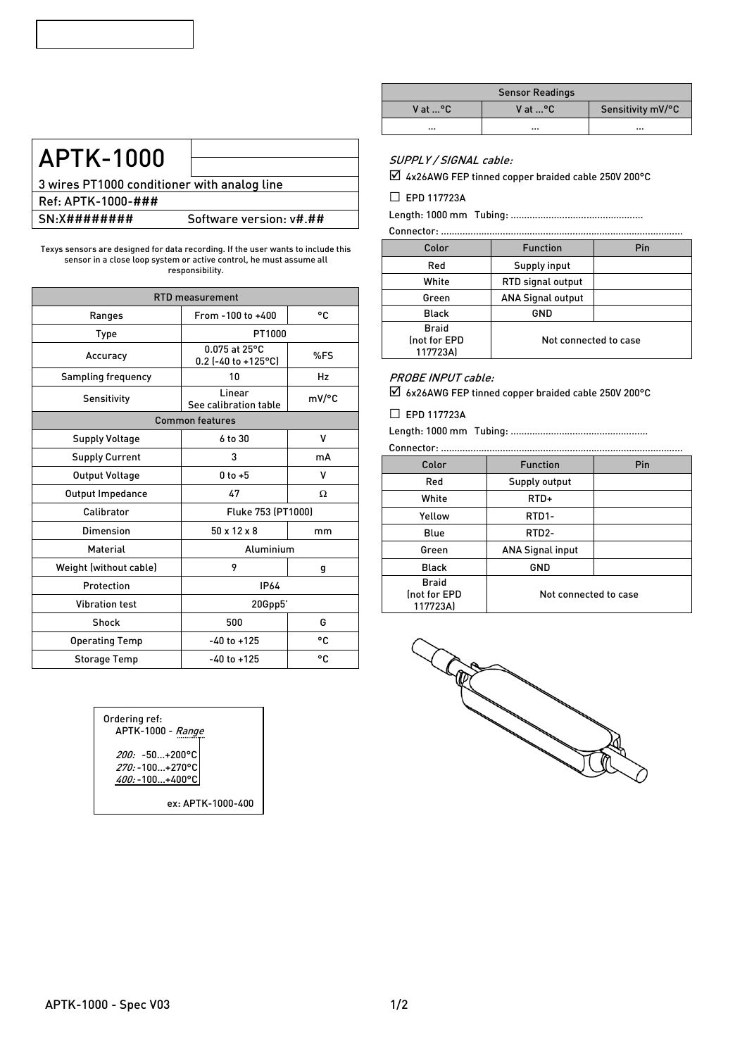# APTK-1000

3 wires PT1000 conditioner with analog line

Ref: APTK-1000-###

SN:X######## Software version: v#.##

Texys sensors are designed for data recording. If the user wants to include this sensor in a close loop system or active control, he must assume all responsibility.

| RTD measurement | | |
|---|---|---|
| Ranges | From -100 to +400 | °C |
| Type | PT1000 | |
| Accuracy | 0.075 at 25°C<br>0.2 (-40 to +125°C) | %FS |
| Sampling frequency | 10 | Hz |
| Sensitivity | Linear<br>See calibration table | mV/°C |
| **Common features** | | |
| Supply Voltage | 6 to 30 | V |
| Supply Current | 3 | mA |
| Output Voltage | 0 to +5 | V |
| Output Impedance | 47 | Ω |
| Calibrator | Fluke 753 (PT1000) | |
| Dimension | 50 x 12 x 8 | mm |
| Material | Aluminium | |
| Weight (without cable) | 9 | g |
| Protection | IP64 | |
| Vibration test | 20Gpp5' | |
| Shock | 500 | G |
| Operating Temp | -40 to +125 | °C |
| Storage Temp | -40 to +125 | °C |

Ordering ref:
APTK-1000 - *Range*

*200:* -50...+200°C
*270:* -100...+270°C
*400:* -100...+400°C

ex: APTK-1000-400

| Sensor Readings | | |
|---|---|---|
| V at ...°C | V at ...°C | Sensitivity mV/°C |
| ... | ... | ... |

*SUPPLY / SIGNAL cable:*

☑ 4x26AWG FEP tinned copper braided cable 250V 200°C

☐ EPD 117723A

Length: 1000 mm Tubing: ................................................

Connector: ........................................................................................

| Color | Function | Pin |
|---|---|---|
| Red | Supply input | |
| White | RTD signal output | |
| Green | ANA Signal output | |
| Black | GND | |
| Braid (not for EPD 117723A) | Not connected to case | |

*PROBE INPUT cable:*

☑ 6x26AWG FEP tinned copper braided cable 250V 200°C

☐ EPD 117723A

Length: 1000 mm Tubing: ..................................................

Connector: ........................................................................................

| Color | Function | Pin |
|---|---|---|
| Red | Supply output | |
| White | RTD+ | |
| Yellow | RTD1- | |
| Blue | RTD2- | |
| Green | ANA Signal input | |
| Black | GND | |
| Braid (not for EPD 117723A) | Not connected to case | |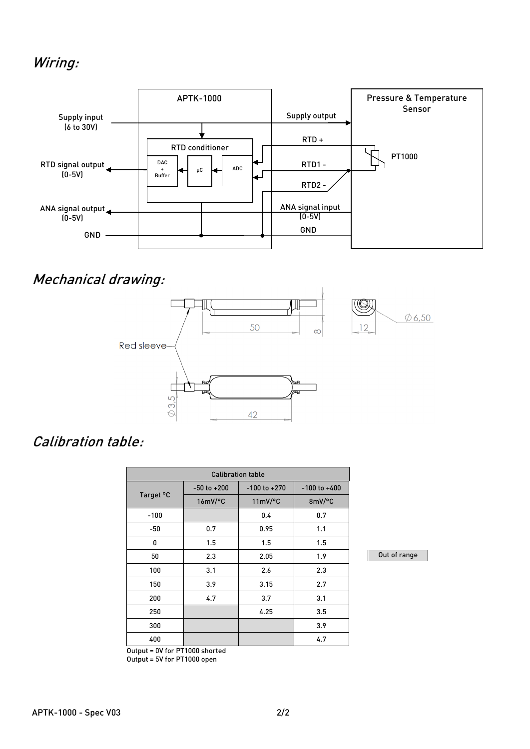## *Wiring:*

APTK-1000

Pressure & Temperature Sensor

Supply input (6 to 30V)

Supply output

RTD conditioner

DAC + Buffer

µC

ADC

RTD +

RTD1 -

RTD2 -

PT1000

RTD signal output (0-5V)

ANA signal output (0-5V)

ANA signal input (0-5V)

GND

GND

## *Mechanical drawing:*

Red sleeve

50

8

12

∅ 6,50

∅ 3,5

42

## *Calibration table:*

| Calibration table | | | |
|---|---|---|---|
| Target °C | -50 to +200 | -100 to +270 | -100 to +400 |
| | 16mV/°C | 11mV/°C | 8mV/°C |
| -100 | | 0.4 | 0.7 |
| -50 | 0.7 | 0.95 | 1.1 |
| 0 | 1.5 | 1.5 | 1.5 |
| 50 | 2.3 | 2.05 | 1.9 |
| 100 | 3.1 | 2.6 | 2.3 |
| 150 | 3.9 | 3.15 | 2.7 |
| 200 | 4.7 | 3.7 | 3.1 |
| 250 | | 4.25 | 3.5 |
| 300 | | | 3.9 |
| 400 | | | 4.7 |

Out of range

Output = 0V for PT1000 shorted
Output = 5V for PT1000 open

APTK-1000 - Spec V03